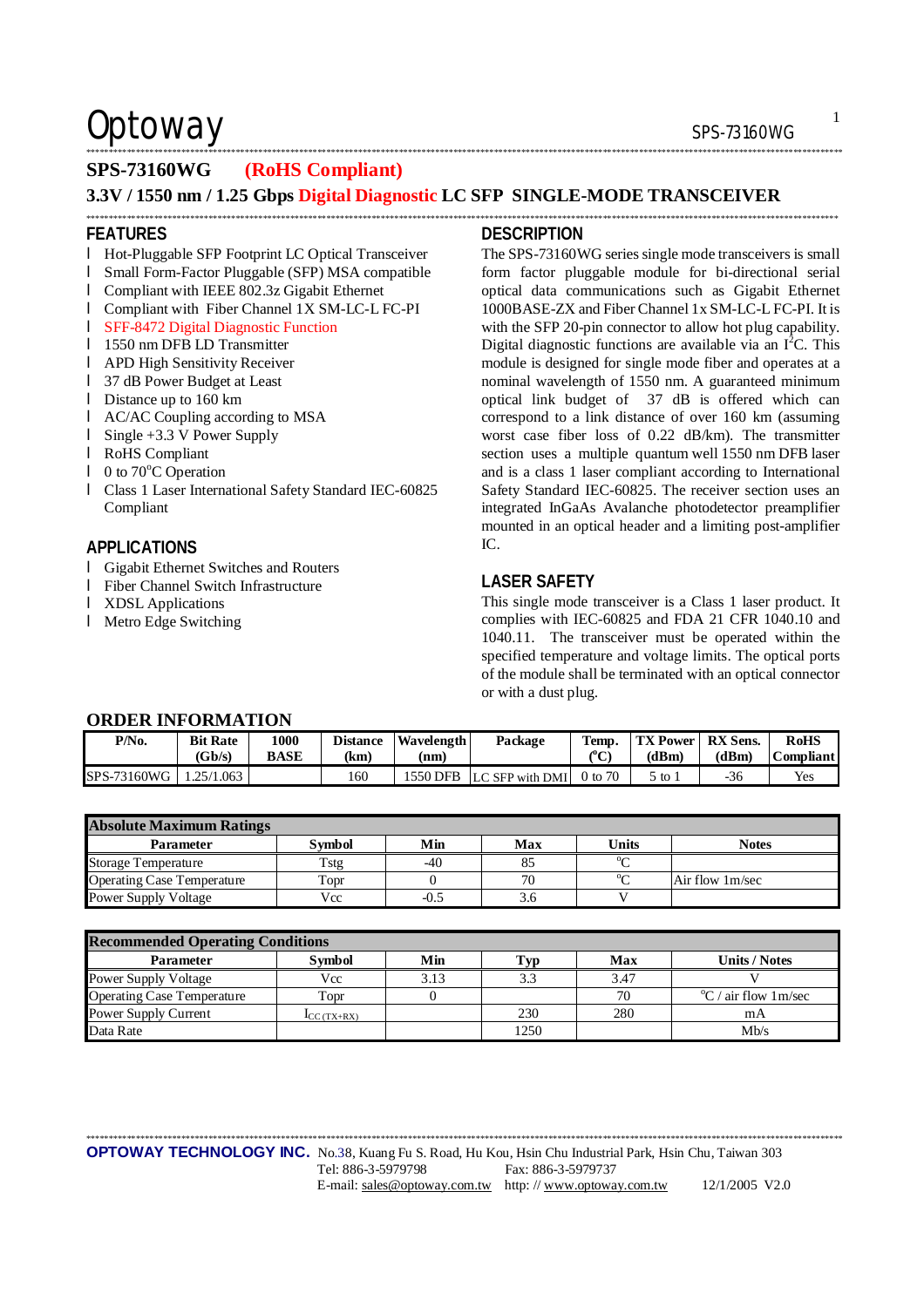# Optoway

## SPS-73160WG (RoHS Compliant)

## 3.3V / 1550 nm / 1.25 Gbps Digital Diagnostic LC SFP SINGLE-MODE TRANSCEIVER

### FEATURES

- Hot-Pluggable SFP Footprint LC Optical Transceiver
- Small Form-Factor Pluggable (SFP) MSA compatible
- Compliant with IEEE 802.3z Gigabit Ethernet
- Compliant with Fiber Channel 1X SM-LC-L FC-PI
- SFF-8472 Digital Diagnostic Function
- 1550 nm DFB LD Transmitter
- APD High Sensitivity Receiver
- 37 dB Power Budget at Least
- Distance up to 160 km
- AC/AC Coupling according to MSA
- Single +3.3 V Power Supply
- RoHS Compliant
- 0 to 70°C Operation
- Class 1 Laser International Safety Standard IEC-60825 Compliant

### APPLICATIONS

- Gigabit Ethernet Switches and Routers
- Fiber Channel Switch Infrastructure
- XDSL Applications
- Metro Edge Switching

### DESCRIPTION

The SPS-73160WG series single mode transceivers is small form factor pluggable module for bi-directional serial optical data communications such as Gigabit Ethernet 1000BASE-ZX and Fiber Channel 1x SM-LC-L FC-PI. It is with the SFP 20-pin connector to allow hot plug capability. Digital diagnostic functions are available via an I²C. This module is designed for single mode fiber and operates at a nominal wavelength of 1550 nm. A guaranteed minimum optical link budget of 37 dB is offered which can correspond to a link distance of over 160 km (assuming worst case fiber loss of 0.22 dB/km). The transmitter section uses a multiple quantum well 1550 nm DFB laser and is a class 1 laser compliant according to International Safety Standard IEC-60825. The receiver section uses an integrated InGaAs Avalanche photodetector preamplifier mounted in an optical header and a limiting post-amplifier IC.

### LASER SAFETY

This single mode transceiver is a Class 1 laser product. It complies with IEC-60825 and FDA 21 CFR 1040.10 and 1040.11. The transceiver must be operated within the specified temperature and voltage limits. The optical ports of the module shall be terminated with an optical connector or with a dust plug.

### ORDER INFORMATION

| P/No. | Bit Rate (Gb/s) | 1000 BASE | Distance (km) | Wavelength (nm) | Package | Temp. (°C) | TX Power (dBm) | RX Sens. (dBm) | RoHS Compliant |
|---|---|---|---|---|---|---|---|---|---|
| SPS-73160WG | 1.25/1.063 | | 160 | 1550 DFB | LC SFP with DMI | 0 to 70 | 5 to 1 | -36 | Yes |

| Absolute Maximum Ratings | | | | | |
|---|---|---|---|---|---|
| **Parameter** | **Symbol** | **Min** | **Max** | **Units** | **Notes** |
| Storage Temperature | Tstg | -40 | 85 | °C | |
| Operating Case Temperature | Topr | 0 | 70 | °C | Air flow 1m/sec |
| Power Supply Voltage | Vcc | -0.5 | 3.6 | V | |

| Recommended Operating Conditions | | | | | |
|---|---|---|---|---|---|
| **Parameter** | **Symbol** | **Min** | **Typ** | **Max** | **Units / Notes** |
| Power Supply Voltage | Vcc | 3.13 | 3.3 | 3.47 | V |
| Operating Case Temperature | Topr | 0 | | 70 | °C / air flow 1m/sec |
| Power Supply Current | $I_{CC\,(TX+RX)}$ | | 230 | 280 | mA |
| Data Rate | | | 1250 | | Mb/s |

**OPTOWAY TECHNOLOGY INC.** No.38, Kuang Fu S. Road, Hu Kou, Hsin Chu Industrial Park, Hsin Chu, Taiwan 303
Tel: 886-3-5979798 Fax: 886-3-5979737
E-mail: sales@optoway.com.tw http: // www.optoway.com.tw 12/1/2005 V2.0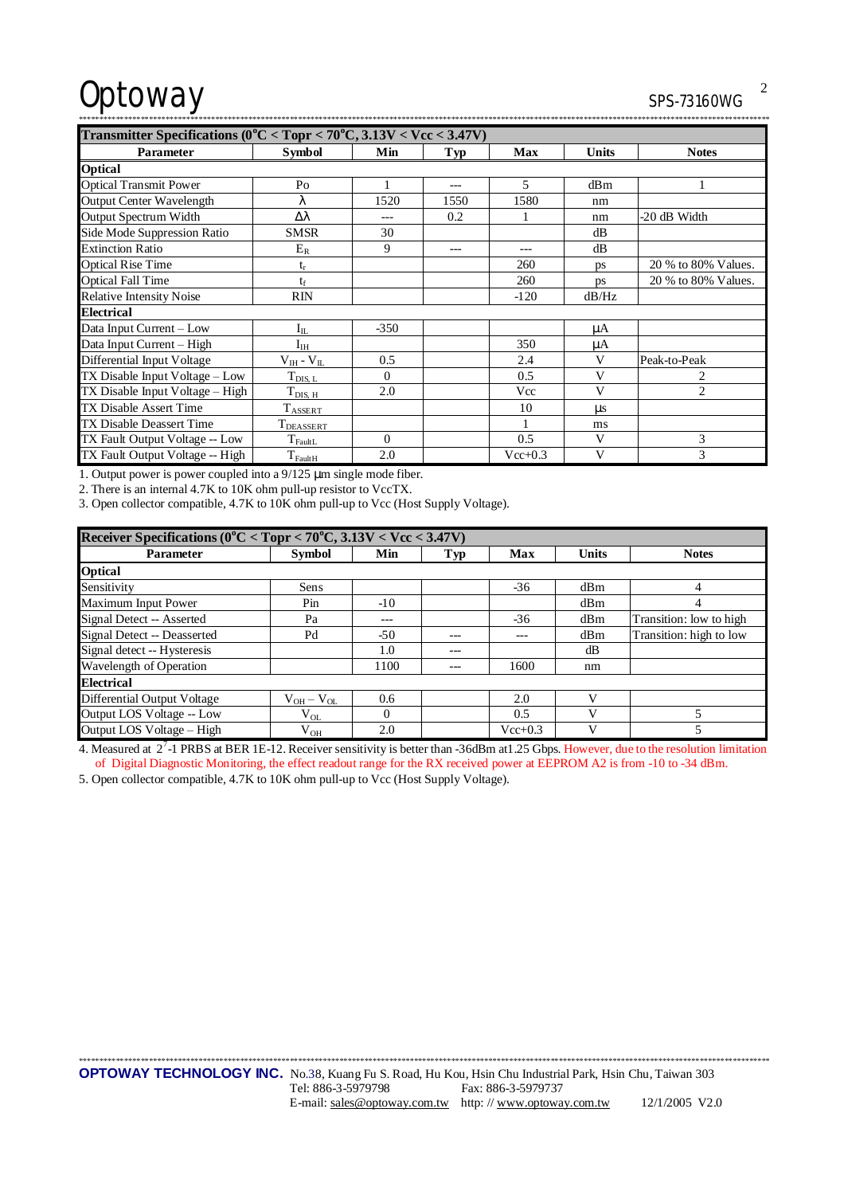| Transmitter Specifications ($0^{o}C < Topr < 70^{o}C$, 3.13V < Vcc < 3.47V) | | | | | | |
|---|---|---|---|---|---|---|
| **Parameter** | **Symbol** | **Min** | **Typ** | **Max** | **Units** | **Notes** |
| **Optical** | | | | | | |
| Optical Transmit Power | Po | 1 | --- | 5 | dBm | 1 |
| Output Center Wavelength | $\lambda$ | 1520 | 1550 | 1580 | nm | |
| Output Spectrum Width | $\Delta\lambda$ | --- | 0.2 | 1 | nm | -20 dB Width |
| Side Mode Suppression Ratio | SMSR | 30 | | | dB | |
| Extinction Ratio | $E_R$ | 9 | --- | --- | dB | |
| Optical Rise Time | $t_r$ | | | 260 | ps | 20 % to 80% Values. |
| Optical Fall Time | $t_f$ | | | 260 | ps | 20 % to 80% Values. |
| Relative Intensity Noise | RIN | | | -120 | dB/Hz | |
| **Electrical** | | | | | | |
| Data Input Current – Low | $I_{IL}$ | -350 | | | µA | |
| Data Input Current – High | $I_{IH}$ | | | 350 | µA | |
| Differential Input Voltage | $V_{IH}$ - $V_{IL}$ | 0.5 | | 2.4 | V | Peak-to-Peak |
| TX Disable Input Voltage – Low | $T_{DIS, L}$ | 0 | | 0.5 | V | 2 |
| TX Disable Input Voltage – High | $T_{DIS, H}$ | 2.0 | | Vcc | V | 2 |
| TX Disable Assert Time | $T_{ASSERT}$ | | | 10 | µs | |
| TX Disable Deassert Time | $T_{DEASSERT}$ | | | 1 | ms | |
| TX Fault Output Voltage -- Low | $T_{FaultL}$ | 0 | | 0.5 | V | 3 |
| TX Fault Output Voltage -- High | $T_{FaultH}$ | 2.0 | | Vcc+0.3 | V | 3 |

1. Output power is power coupled into a 9/125 µm single mode fiber.
2. There is an internal 4.7K to 10K ohm pull-up resistor to VccTX.
3. Open collector compatible, 4.7K to 10K ohm pull-up to Vcc (Host Supply Voltage).

| Receiver Specifications ($0^{o}C < Topr < 70^{o}C$, 3.13V < Vcc < 3.47V) | | | | | | |
|---|---|---|---|---|---|---|
| **Parameter** | **Symbol** | **Min** | **Typ** | **Max** | **Units** | **Notes** |
| **Optical** | | | | | | |
| Sensitivity | Sens | | | -36 | dBm | 4 |
| Maximum Input Power | Pin | -10 | | | dBm | 4 |
| Signal Detect -- Asserted | Pa | --- | | -36 | dBm | Transition: low to high |
| Signal Detect -- Deasserted | Pd | -50 | --- | --- | dBm | Transition: high to low |
| Signal detect -- Hysteresis | | 1.0 | --- | | dB | |
| Wavelength of Operation | | 1100 | --- | 1600 | nm | |
| **Electrical** | | | | | | |
| Differential Output Voltage | $V_{OH} - V_{OL}$ | 0.6 | | 2.0 | V | |
| Output LOS Voltage -- Low | $V_{OL}$ | 0 | | 0.5 | V | 5 |
| Output LOS Voltage – High | $V_{OH}$ | 2.0 | | Vcc+0.3 | V | 5 |

4. Measured at $2^7$-1 PRBS at BER 1E-12. Receiver sensitivity is better than -36dBm at1.25 Gbps. However, due to the resolution limitation of Digital Diagnostic Monitoring, the effect readout range for the RX received power at EEPROM A2 is from -10 to -34 dBm.
5. Open collector compatible, 4.7K to 10K ohm pull-up to Vcc (Host Supply Voltage).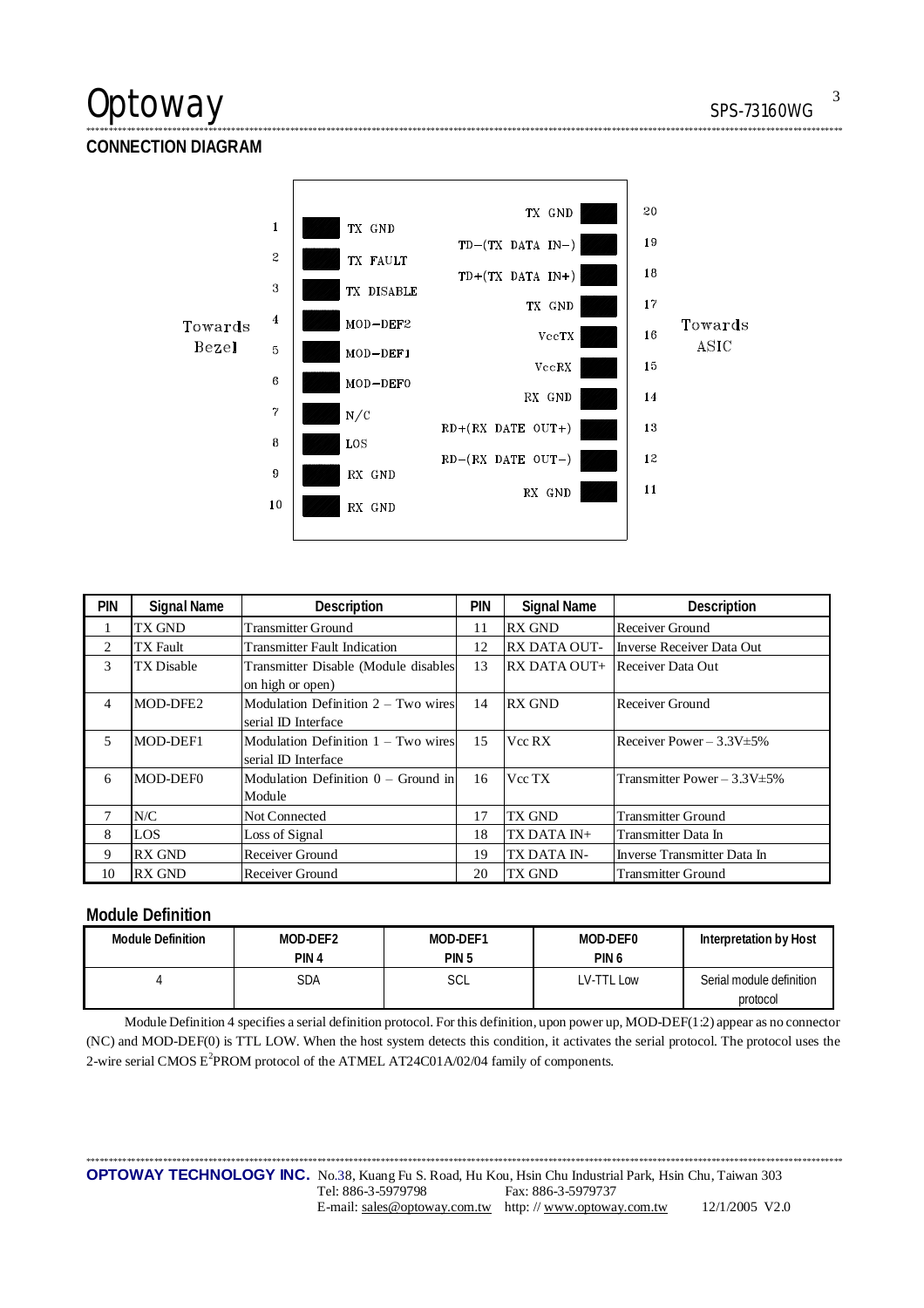## CONNECTION DIAGRAM

| Towards Bezel | Pin | Signal | Signal | Pin | Towards ASIC |
|---|---|---|---|---|---|
| | | | TX GND | 20 | |
| | 1 | TX GND | TD−(TX DATA IN−) | 19 | |
| | 2 | TX FAULT | TD+(TX DATA IN+) | 18 | |
| | 3 | TX DISABLE | TX GND | 17 | |
| | 4 | MOD−DEF2 | VccTX | 16 | |
| | 5 | MOD−DEF1 | VccRX | 15 | |
| | 6 | MOD−DEF0 | RX GND | 14 | |
| | 7 | N/C | RD+(RX DATE OUT+) | 13 | |
| | 8 | LOS | RD−(RX DATE OUT−) | 12 | |
| | 9 | RX GND | RX GND | 11 | |
| | 10 | RX GND | | | |

| PIN | Signal Name | Description | PIN | Signal Name | Description |
|---|---|---|---|---|---|
| 1 | TX GND | Transmitter Ground | 11 | RX GND | Receiver Ground |
| 2 | TX Fault | Transmitter Fault Indication | 12 | RX DATA OUT- | Inverse Receiver Data Out |
| 3 | TX Disable | Transmitter Disable (Module disables on high or open) | 13 | RX DATA OUT+ | Receiver Data Out |
| 4 | MOD-DFE2 | Modulation Definition 2 – Two wires serial ID Interface | 14 | RX GND | Receiver Ground |
| 5 | MOD-DEF1 | Modulation Definition 1 – Two wires serial ID Interface | 15 | Vcc RX | Receiver Power – 3.3V±5% |
| 6 | MOD-DEF0 | Modulation Definition 0 – Ground in Module | 16 | Vcc TX | Transmitter Power – 3.3V±5% |
| 7 | N/C | Not Connected | 17 | TX GND | Transmitter Ground |
| 8 | LOS | Loss of Signal | 18 | TX DATA IN+ | Transmitter Data In |
| 9 | RX GND | Receiver Ground | 19 | TX DATA IN- | Inverse Transmitter Data In |
| 10 | RX GND | Receiver Ground | 20 | TX GND | Transmitter Ground |

## Module Definition

| Module Definition | MOD-DEF2 PIN 4 | MOD-DEF1 PIN 5 | MOD-DEF0 PIN 6 | Interpretation by Host |
|---|---|---|---|---|
| 4 | SDA | SCL | LV-TTL Low | Serial module definition protocol |

Module Definition 4 specifies a serial definition protocol. For this definition, upon power up, MOD-DEF(1:2) appear as no connector (NC) and MOD-DEF(0) is TTL LOW. When the host system detects this condition, it activates the serial protocol. The protocol uses the 2-wire serial CMOS $E^2$PROM protocol of the ATMEL AT24C01A/02/04 family of components.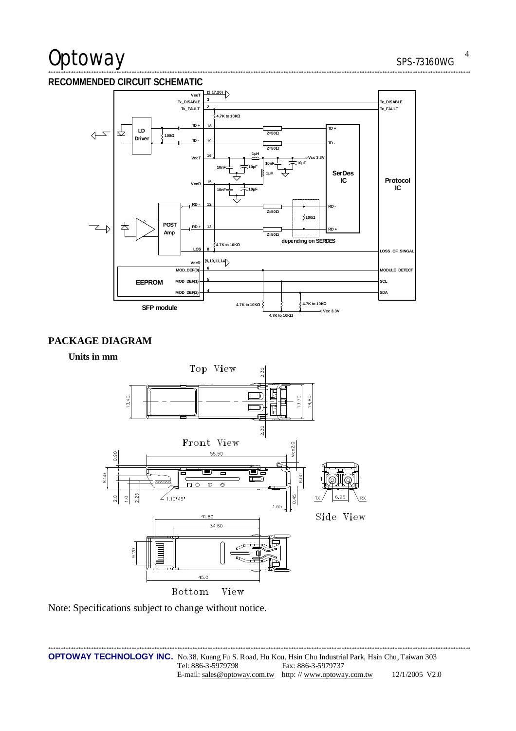## RECOMMENDED CIRCUIT SCHEMATIC

VeeT
(1,17,20)
Tx_DISABLE
3
Tx_FAULT
2
4.7K to 10KΩ
LD Driver
100Ω
TD +
18
TD -
19
Z=50Ω
Z=50Ω
TD +
TD -
VccT
16
1μH
10nF
10μF
10nF
10μF
Vcc 3.3V
1μH
VccR
15
10nF
10μF
SerDes IC
Protocol IC
Tx_DISABLE
Tx_FAULT
POST Amp
RD -
12
RD +
13
Z=50Ω
Z=50Ω
100Ω
RD -
RD +
depending on SERDES
4.7K to 10KΩ
LOS
8
LOSS OF SINGAL
VeeR
(9,10,11,14)
EEPROM
MOD_DEF(0)
6
MOD_DEF(1)
5
MOD_DEF(2)
4
MODULE DETECT
SCL
SDA
SFP module
4.7K to 10KΩ
4.7K to 10KΩ
4.7K to 10KΩ
Vcc 3.3V

## PACKAGE DIAGRAM

**Units in mm**

Top View
2.30
13.40
13.70
14.80
2.30

Front View
55.50
Max2.0
0.90
8.50
2.0
1.0
2.25
1.10*45°
8.60
0.45
1.65

Side View
TX
6.25
RX

41.80
34.60
9.20
45.0
Bottom View

Note: Specifications subject to change without notice.

**OPTOWAY TECHNOLOGY INC.** No.38, Kuang Fu S. Road, Hu Kou, Hsin Chu Industrial Park, Hsin Chu, Taiwan 303
Tel: 886-3-5979798 Fax: 886-3-5979737
E-mail: sales@optoway.com.tw http: // www.optoway.com.tw 12/1/2005 V2.0